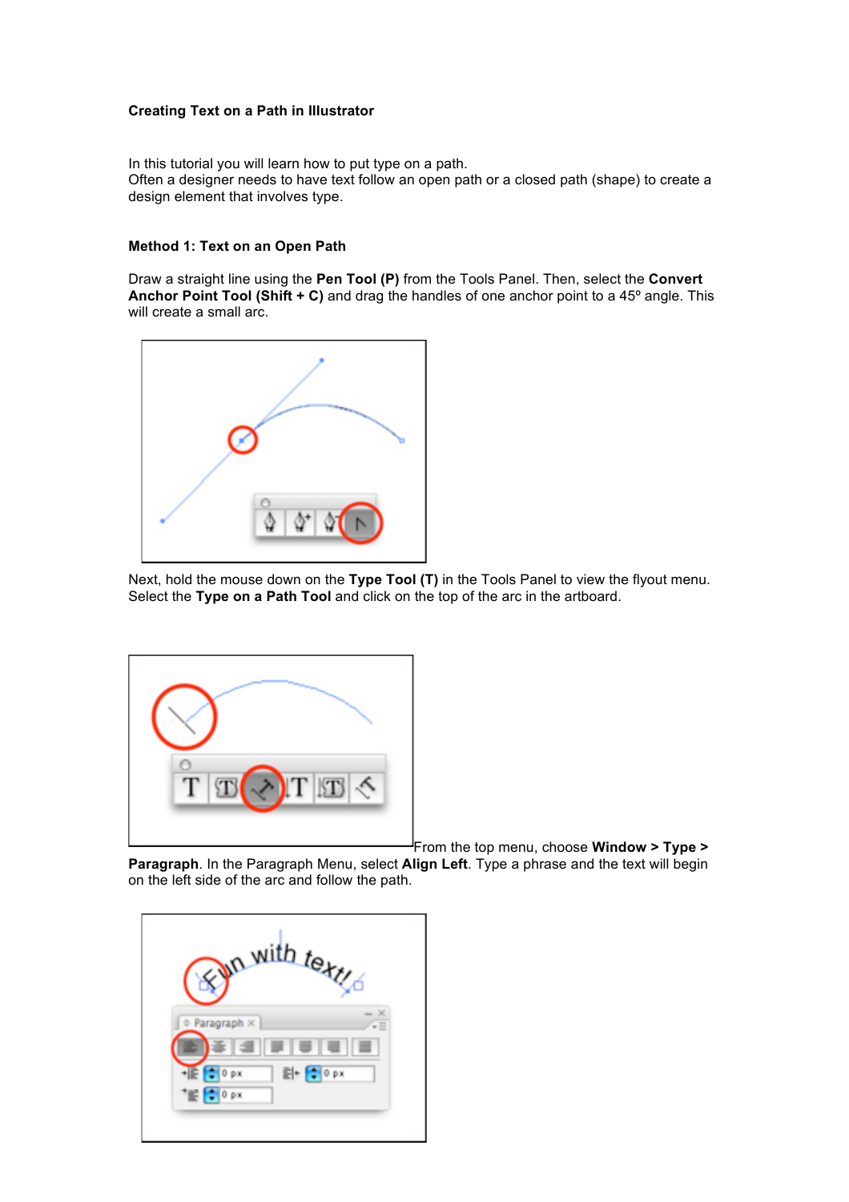**Creating Text on a Path in Illustrator**

In this tutorial you will learn how to put type on a path.
Often a designer needs to have text follow an open path or a closed path (shape) to create a design element that involves type.

**Method 1: Text on an Open Path**

Draw a straight line using the **Pen Tool (P)** from the Tools Panel. Then, select the **Convert Anchor Point Tool (Shift + C)** and drag the handles of one anchor point to a 45º angle. This will create a small arc.

Next, hold the mouse down on the **Type Tool (T)** in the Tools Panel to view the flyout menu. Select the **Type on a Path Tool** and click on the top of the arc in the artboard.

From the top menu, choose **Window > Type > Paragraph**. In the Paragraph Menu, select **Align Left**. Type a phrase and the text will begin on the left side of the arc and follow the path.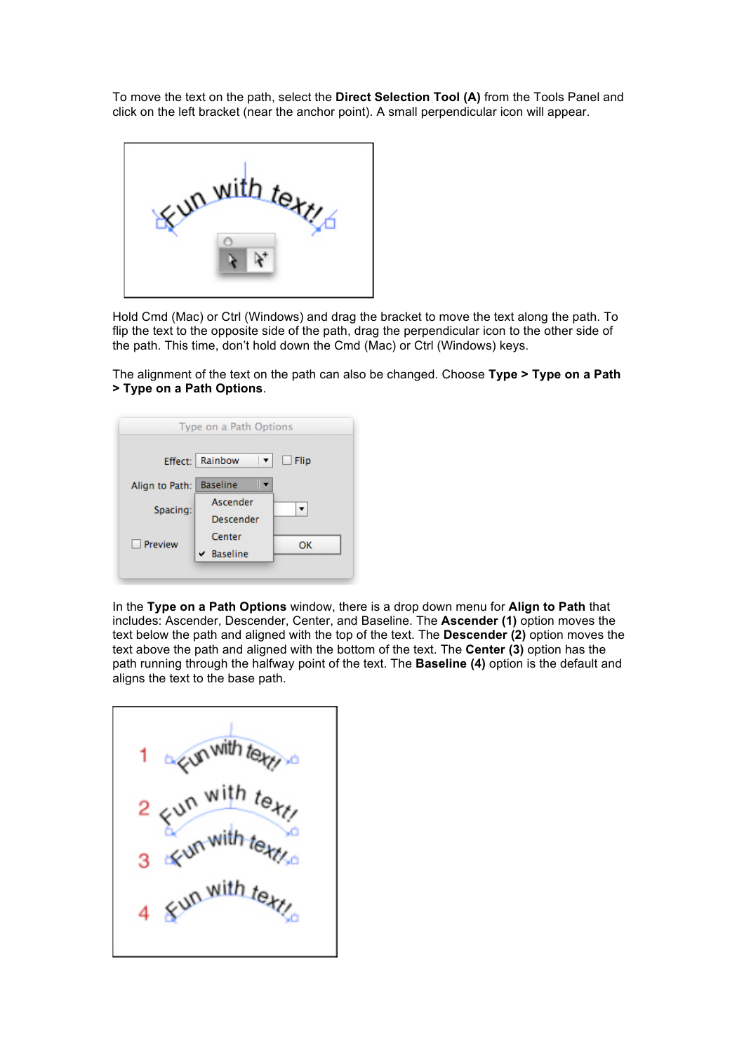To move the text on the path, select the **Direct Selection Tool (A)** from the Tools Panel and click on the left bracket (near the anchor point). A small perpendicular icon will appear.

Hold Cmd (Mac) or Ctrl (Windows) and drag the bracket to move the text along the path. To flip the text to the opposite side of the path, drag the perpendicular icon to the other side of the path. This time, don't hold down the Cmd (Mac) or Ctrl (Windows) keys.

The alignment of the text on the path can also be changed. Choose **Type > Type on a Path > Type on a Path Options**.

In the **Type on a Path Options** window, there is a drop down menu for **Align to Path** that includes: Ascender, Descender, Center, and Baseline. The **Ascender (1)** option moves the text below the path and aligned with the top of the text. The **Descender (2)** option moves the text above the path and aligned with the bottom of the text. The **Center (3)** option has the path running through the halfway point of the text. The **Baseline (4)** option is the default and aligns the text to the base path.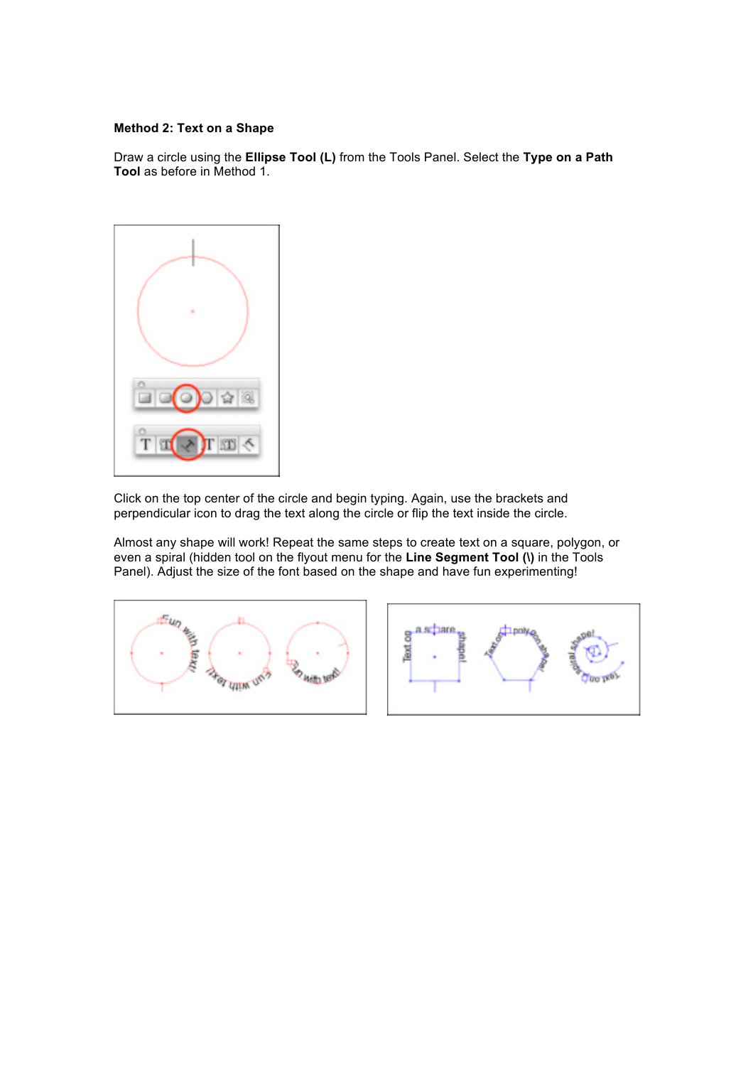**Method 2: Text on a Shape**

Draw a circle using the **Ellipse Tool (L)** from the Tools Panel. Select the **Type on a Path Tool** as before in Method 1.

Click on the top center of the circle and begin typing. Again, use the brackets and perpendicular icon to drag the text along the circle or flip the text inside the circle.

Almost any shape will work! Repeat the same steps to create text on a square, polygon, or even a spiral (hidden tool on the flyout menu for the **Line Segment Tool (\)** in the Tools Panel). Adjust the size of the font based on the shape and have fun experimenting!